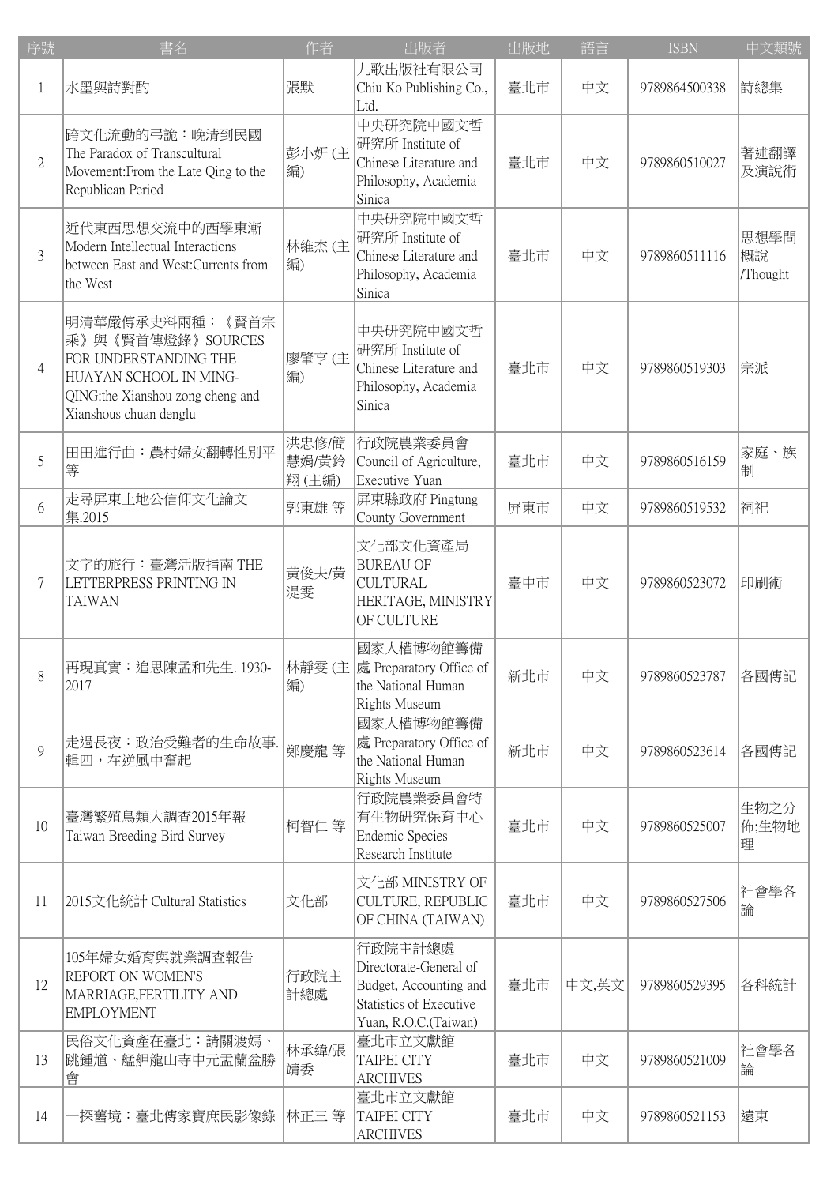| 序號 | 書名 | 作者 | 出版者 | 出版地 | 語言 | ISBN | 中文類號 |
|---|---|---|---|---|---|---|---|
| 1 | 水墨與詩對酌 | 張默 | 九歌出版社有限公司 Chiu Ko Publishing Co., Ltd. | 臺北市 | 中文 | 9789864500338 | 詩總集 |
| 2 | 跨文化流動的弔詭：晚清到民國 The Paradox of Transcultural Movement:From the Late Qing to the Republican Period | 彭小妍 (主編) | 中央研究院中國文哲研究所 Institute of Chinese Literature and Philosophy, Academia Sinica | 臺北市 | 中文 | 9789860510027 | 著述翻譯及演說術 |
| 3 | 近代東西思想交流中的西學東漸 Modern Intellectual Interactions between East and West:Currents from the West | 林維杰 (主編) | 中央研究院中國文哲研究所 Institute of Chinese Literature and Philosophy, Academia Sinica | 臺北市 | 中文 | 9789860511116 | 思想學問概說 /Thought |
| 4 | 明清華嚴傳承史料兩種：《賢首宗乘》與《賢首傳燈錄》SOURCES FOR UNDERSTANDING THE HUAYAN SCHOOL IN MING-QING:the Xianshou zong cheng and Xianshous chuan denglu | 廖肇亨 (主編) | 中央研究院中國文哲研究所 Institute of Chinese Literature and Philosophy, Academia Sinica | 臺北市 | 中文 | 9789860519303 | 宗派 |
| 5 | 田田進行曲：農村婦女翻轉性別平等 | 洪忠修/簡慧娟/黃鈴翔 (主編) | 行政院農業委員會 Council of Agriculture, Executive Yuan | 臺北市 | 中文 | 9789860516159 | 家庭、族制 |
| 6 | 走尋屏東土地公信仰文化論文集.2015 | 郭東雄 等 | 屏東縣政府 Pingtung County Government | 屏東市 | 中文 | 9789860519532 | 祠祀 |
| 7 | 文字的旅行：臺灣活版指南 THE LETTERPRESS PRINTING IN TAIWAN | 黃俊夫/黃湜雯 | 文化部文化資產局 BUREAU OF CULTURAL HERITAGE, MINISTRY OF CULTURE | 臺中市 | 中文 | 9789860523072 | 印刷術 |
| 8 | 再現真實：追思陳孟和先生. 1930-2017 | 林靜雯 (主編) | 國家人權博物館籌備處 Preparatory Office of the National Human Rights Museum | 新北市 | 中文 | 9789860523787 | 各國傳記 |
| 9 | 走過長夜：政治受難者的生命故事. 輯四，在逆風中奮起 | 鄭慶龍 等 | 國家人權博物館籌備處 Preparatory Office of the National Human Rights Museum | 新北市 | 中文 | 9789860523614 | 各國傳記 |
| 10 | 臺灣繁殖鳥類大調查2015年報 Taiwan Breeding Bird Survey | 柯智仁 等 | 行政院農業委員會特有生物研究保育中心 Endemic Species Research Institute | 臺北市 | 中文 | 9789860525007 | 生物之分佈;生物地理 |
| 11 | 2015文化統計 Cultural Statistics | 文化部 | 文化部 MINISTRY OF CULTURE, REPUBLIC OF CHINA (TAIWAN) | 臺北市 | 中文 | 9789860527506 | 社會學各論 |
| 12 | 105年婦女婚育與就業調查報告 REPORT ON WOMEN'S MARRIAGE,FERTILITY AND EMPLOYMENT | 行政院主計總處 | 行政院主計總處 Directorate-General of Budget, Accounting and Statistics of Executive Yuan, R.O.C.(Taiwan) | 臺北市 | 中文,英文 | 9789860529395 | 各科統計 |
| 13 | 民俗文化資產在臺北：請關渡媽、跳鍾馗、艋舺龍山寺中元盂蘭盆勝會 | 林承緯/張靖委 | 臺北市立文獻館 TAIPEI CITY ARCHIVES | 臺北市 | 中文 | 9789860521009 | 社會學各論 |
| 14 | 一探舊境：臺北傳家寶庶民影像錄 | 林正三 等 | 臺北市立文獻館 TAIPEI CITY ARCHIVES | 臺北市 | 中文 | 9789860521153 | 遠東 |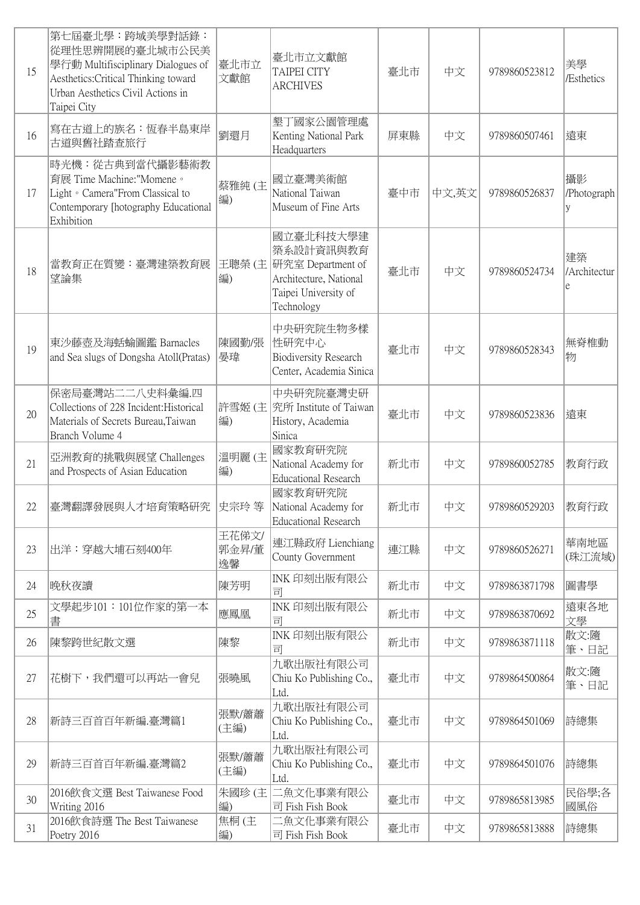| 15 | 第七屆臺北學：跨域美學對話錄：從理性思辨開展的臺北城市公民美學行動 Multifisciplinary Dialogues of Aesthetics:Critical Thinking toward Urban Aesthetics Civil Actions in Taipei City | 臺北市立文獻館 | 臺北市立文獻館 TAIPEI CITY ARCHIVES | 臺北市 | 中文 | 9789860523812 | 美學/Esthetics |
|---|---|---|---|---|---|---|---|
| 16 | 寫在古道上的族名：恆春半島東岸古道與舊社踏查旅行 | 劉還月 | 墾丁國家公園管理處 Kenting National Park Headquarters | 屏東縣 | 中文 | 9789860507461 | 遠東 |
| 17 | 時光機：從古典到當代攝影藝術教育展 Time Machine:"Momene。Light。Camera"From Classical to Contemporary [hotography Educational Exhibition | 蔡雅純 (主編) | 國立臺灣美術館 National Taiwan Museum of Fine Arts | 臺中市 | 中文,英文 | 9789860526837 | 攝影/Photography |
| 18 | 當教育正在質變：臺灣建築教育展望論集 | 王聰榮 (主編) | 國立臺北科技大學建築系設計資訊與教育研究室 Department of Architecture, National Taipei University of Technology | 臺北市 | 中文 | 9789860524734 | 建築/Architecture |
| 19 | 東沙藤壺及海蛞蝓圖鑑 Barnacles and Sea slugs of Dongsha Atoll(Pratas) | 陳國勤/張晏瑋 | 中央研究院生物多樣性研究中心 Biodiversity Research Center, Academia Sinica | 臺北市 | 中文 | 9789860528343 | 無脊椎動物 |
| 20 | 保密局臺灣站二二八史料彙編.四 Collections of 228 Incident:Historical Materials of Secrets Bureau,Taiwan Branch Volume 4 | 許雪姬 (主編) | 中央研究院臺灣史研究所 Institute of Taiwan History, Academia Sinica | 臺北市 | 中文 | 9789860523836 | 遠東 |
| 21 | 亞洲教育的挑戰與展望 Challenges and Prospects of Asian Education | 溫明麗 (主編) | 國家教育研究院 National Academy for Educational Research | 新北市 | 中文 | 9789860052785 | 教育行政 |
| 22 | 臺灣翻譯發展與人才培育策略研究 | 史宗玲 等 | 國家教育研究院 National Academy for Educational Research | 新北市 | 中文 | 9789860529203 | 教育行政 |
| 23 | 出洋：穿越大埔石刻400年 | 王花俤文/郭金昇/董逸馨 | 連江縣政府 Lienchiang County Government | 連江縣 | 中文 | 9789860526271 | 華南地區(珠江流域) |
| 24 | 晚秋夜讀 | 陳芳明 | INK 印刻出版有限公司 | 新北市 | 中文 | 9789863871798 | 圖書學 |
| 25 | 文學起步101：101位作家的第一本書 | 應鳳凰 | INK 印刻出版有限公司 | 新北市 | 中文 | 9789863870692 | 遠東各地文學 |
| 26 | 陳黎跨世紀散文選 | 陳黎 | INK 印刻出版有限公司 | 新北市 | 中文 | 9789863871118 | 散文:隨筆、日記 |
| 27 | 花樹下，我們還可以再站一會兒 | 張曉風 | 九歌出版社有限公司 Chiu Ko Publishing Co., Ltd. | 臺北市 | 中文 | 9789864500864 | 散文:隨筆、日記 |
| 28 | 新詩三百首百年新編.臺灣篇1 | 張默/蕭蕭(主編) | 九歌出版社有限公司 Chiu Ko Publishing Co., Ltd. | 臺北市 | 中文 | 9789864501069 | 詩總集 |
| 29 | 新詩三百首百年新編.臺灣篇2 | 張默/蕭蕭(主編) | 九歌出版社有限公司 Chiu Ko Publishing Co., Ltd. | 臺北市 | 中文 | 9789864501076 | 詩總集 |
| 30 | 2016飲食文選 Best Taiwanese Food Writing 2016 | 朱國珍 (主編) | 二魚文化事業有限公司 Fish Fish Book | 臺北市 | 中文 | 9789865813985 | 民俗學;各國風俗 |
| 31 | 2016飲食詩選 The Best Taiwanese Poetry 2016 | 焦桐 (主編) | 二魚文化事業有限公司 Fish Fish Book | 臺北市 | 中文 | 9789865813888 | 詩總集 |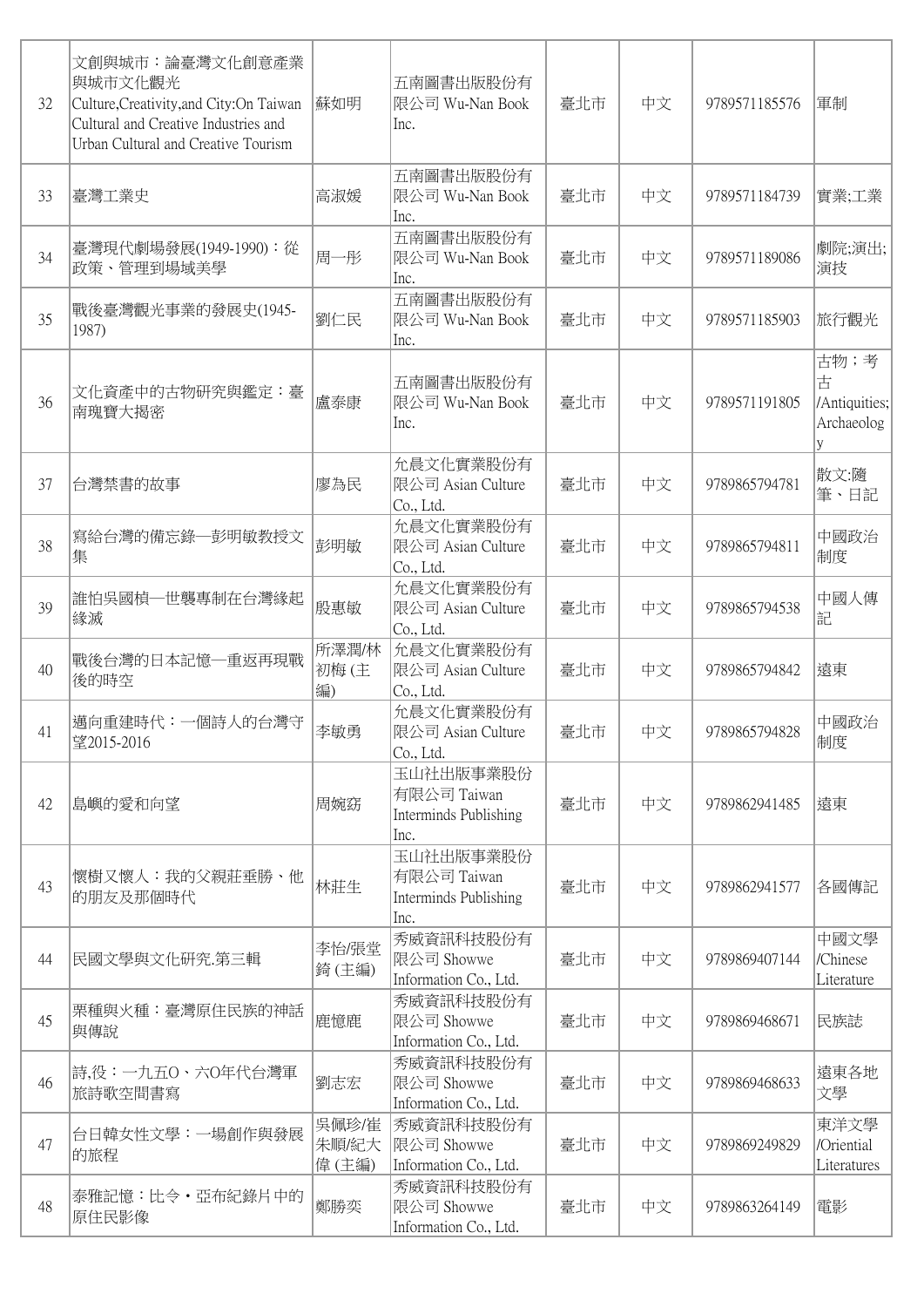| 32 | 文創與城市：論臺灣文化創意產業與城市文化觀光 Culture,Creativity,and City:On Taiwan Cultural and Creative Industries and Urban Cultural and Creative Tourism | 蘇如明 | 五南圖書出版股份有限公司 Wu-Nan Book Inc. | 臺北市 | 中文 | 9789571185576 | 軍制 |
|---|---|---|---|---|---|---|---|
| 33 | 臺灣工業史 | 高淑媛 | 五南圖書出版股份有限公司 Wu-Nan Book Inc. | 臺北市 | 中文 | 9789571184739 | 實業;工業 |
| 34 | 臺灣現代劇場發展(1949-1990)：從政策、管理到場域美學 | 周一彤 | 五南圖書出版股份有限公司 Wu-Nan Book Inc. | 臺北市 | 中文 | 9789571189086 | 劇院;演出;演技 |
| 35 | 戰後臺灣觀光事業的發展史(1945-1987) | 劉仁民 | 五南圖書出版股份有限公司 Wu-Nan Book Inc. | 臺北市 | 中文 | 9789571185903 | 旅行觀光 |
| 36 | 文化資產中的古物研究與鑑定：臺南瑰寶大揭密 | 盧泰康 | 五南圖書出版股份有限公司 Wu-Nan Book Inc. | 臺北市 | 中文 | 9789571191805 | 古物；考古 /Antiquities; Archaeology |
| 37 | 台灣禁書的故事 | 廖為民 | 允晨文化實業股份有限公司 Asian Culture Co., Ltd. | 臺北市 | 中文 | 9789865794781 | 散文:隨筆、日記 |
| 38 | 寫給台灣的備忘錄—彭明敏教授文集 | 彭明敏 | 允晨文化實業股份有限公司 Asian Culture Co., Ltd. | 臺北市 | 中文 | 9789865794811 | 中國政治制度 |
| 39 | 誰怕吳國楨—世襲專制在台灣緣起緣滅 | 殷惠敏 | 允晨文化實業股份有限公司 Asian Culture Co., Ltd. | 臺北市 | 中文 | 9789865794538 | 中國人傳記 |
| 40 | 戰後台灣的日本記憶—重返再現戰後的時空 | 所澤潤/林初梅 (主編) | 允晨文化實業股份有限公司 Asian Culture Co., Ltd. | 臺北市 | 中文 | 9789865794842 | 遠東 |
| 41 | 邁向重建時代：一個詩人的台灣守望2015-2016 | 李敏勇 | 允晨文化實業股份有限公司 Asian Culture Co., Ltd. | 臺北市 | 中文 | 9789865794828 | 中國政治制度 |
| 42 | 島嶼的愛和向望 | 周婉窈 | 玉山社出版事業股份有限公司 Taiwan Interminds Publishing Inc. | 臺北市 | 中文 | 9789862941485 | 遠東 |
| 43 | 懷樹又懷人：我的父親莊垂勝、他的朋友及那個時代 | 林莊生 | 玉山社出版事業股份有限公司 Taiwan Interminds Publishing Inc. | 臺北市 | 中文 | 9789862941577 | 各國傳記 |
| 44 | 民國文學與文化研究.第三輯 | 李怡/張堂錡 (主編) | 秀威資訊科技股份有限公司 Showwe Information Co., Ltd. | 臺北市 | 中文 | 9789869407144 | 中國文學 /Chinese Literature |
| 45 | 栗種與火種：臺灣原住民族的神話與傳說 | 鹿憶鹿 | 秀威資訊科技股份有限公司 Showwe Information Co., Ltd. | 臺北市 | 中文 | 9789869468671 | 民族誌 |
| 46 | 詩,役：一九五O、六O年代台灣軍旅詩歌空間書寫 | 劉志宏 | 秀威資訊科技股份有限公司 Showwe Information Co., Ltd. | 臺北市 | 中文 | 9789869468633 | 遠東各地文學 |
| 47 | 台日韓女性文學：一場創作與發展的旅程 | 吳佩珍/崔朱順/紀大偉 (主編) | 秀威資訊科技股份有限公司 Showwe Information Co., Ltd. | 臺北市 | 中文 | 9789869249829 | 東洋文學 /Oriential Literatures |
| 48 | 泰雅記憶：比令・亞布紀錄片中的原住民影像 | 鄭勝奕 | 秀威資訊科技股份有限公司 Showwe Information Co., Ltd. | 臺北市 | 中文 | 9789863264149 | 電影 |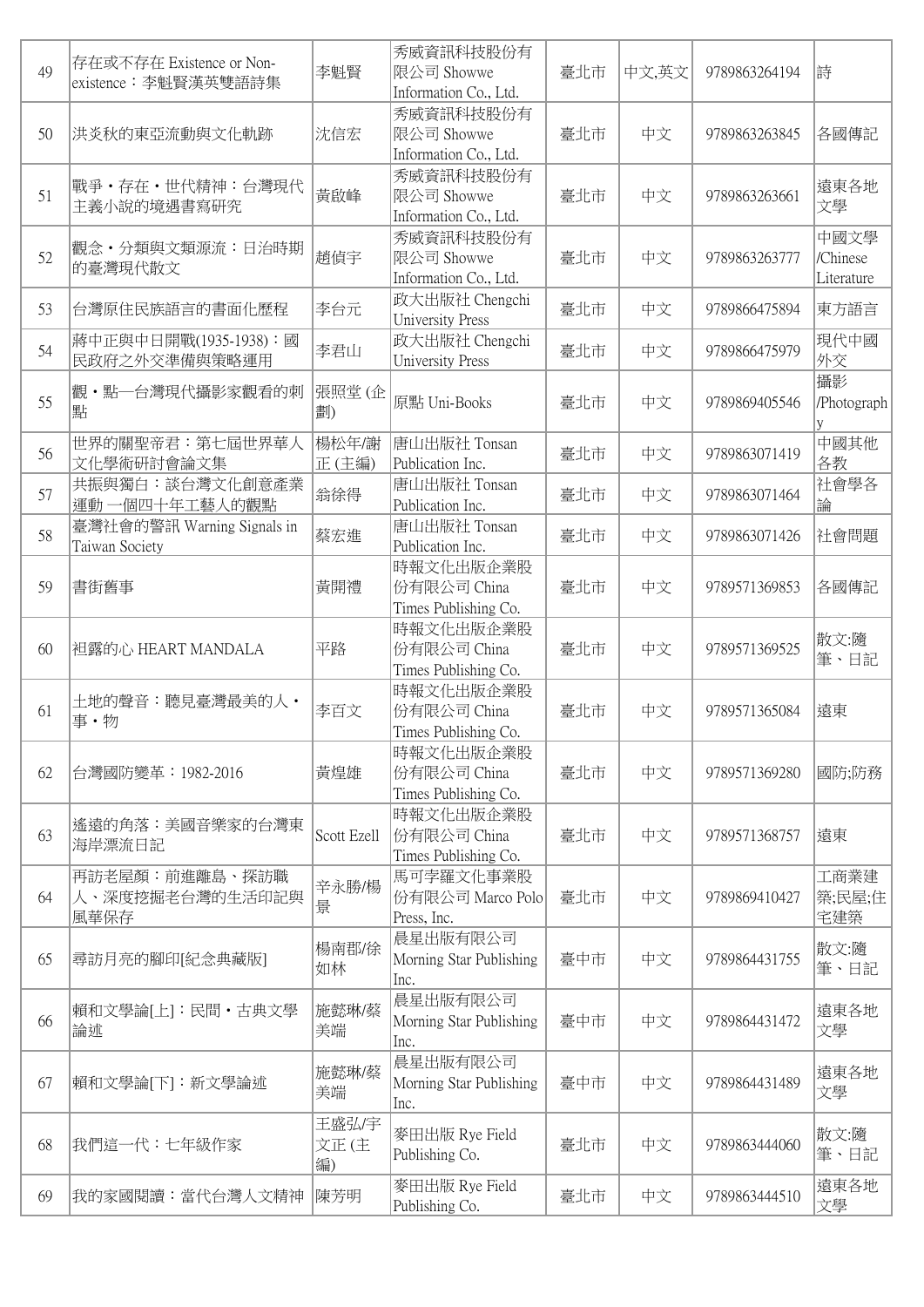| 49 | 存在或不存在 Existence or Non-existence：李魁賢漢英雙語詩集 | 李魁賢 | 秀威資訊科技股份有限公司 Showwe Information Co., Ltd. | 臺北市 | 中文,英文 | 9789863264194 | 詩 |
|---|---|---|---|---|---|---|---|
| 50 | 洪炎秋的東亞流動與文化軌跡 | 沈信宏 | 秀威資訊科技股份有限公司 Showwe Information Co., Ltd. | 臺北市 | 中文 | 9789863263845 | 各國傳記 |
| 51 | 戰爭・存在・世代精神：台灣現代主義小說的境遇書寫研究 | 黃啟峰 | 秀威資訊科技股份有限公司 Showwe Information Co., Ltd. | 臺北市 | 中文 | 9789863263661 | 遠東各地文學 |
| 52 | 觀念・分類與文類源流：日治時期的臺灣現代散文 | 趙偵宇 | 秀威資訊科技股份有限公司 Showwe Information Co., Ltd. | 臺北市 | 中文 | 9789863263777 | 中國文學/Chinese Literature |
| 53 | 台灣原住民族語言的書面化歷程 | 李台元 | 政大出版社 Chengchi University Press | 臺北市 | 中文 | 9789866475894 | 東方語言 |
| 54 | 蔣中正與中日開戰(1935-1938)：國民政府之外交準備與策略運用 | 李君山 | 政大出版社 Chengchi University Press | 臺北市 | 中文 | 9789866475979 | 現代中國外交 |
| 55 | 觀・點一台灣現代攝影家觀看的刺點 | 張照堂 (企劃) | 原點 Uni-Books | 臺北市 | 中文 | 9789869405546 | 攝影/Photography |
| 56 | 世界的關聖帝君：第七屆世界華人文化學術研討會論文集 | 楊松年/謝正 (主編) | 唐山出版社 Tonsan Publication Inc. | 臺北市 | 中文 | 9789863071419 | 中國其他各教 |
| 57 | 共振與獨白：談台灣文化創意產業運動 一個四十年工藝人的觀點 | 翁徐得 | 唐山出版社 Tonsan Publication Inc. | 臺北市 | 中文 | 9789863071464 | 社會學各論 |
| 58 | 臺灣社會的警訊 Warning Signals in Taiwan Society | 蔡宏進 | 唐山出版社 Tonsan Publication Inc. | 臺北市 | 中文 | 9789863071426 | 社會問題 |
| 59 | 書街舊事 | 黃開禮 | 時報文化出版企業股份有限公司 China Times Publishing Co. | 臺北市 | 中文 | 9789571369853 | 各國傳記 |
| 60 | 袒露的心 HEART MANDALA | 平路 | 時報文化出版企業股份有限公司 China Times Publishing Co. | 臺北市 | 中文 | 9789571369525 | 散文:隨筆、日記 |
| 61 | 土地的聲音：聽見臺灣最美的人・事・物 | 李百文 | 時報文化出版企業股份有限公司 China Times Publishing Co. | 臺北市 | 中文 | 9789571365084 | 遠東 |
| 62 | 台灣國防變革：1982-2016 | 黃煌雄 | 時報文化出版企業股份有限公司 China Times Publishing Co. | 臺北市 | 中文 | 9789571369280 | 國防;防務 |
| 63 | 遙遠的角落：美國音樂家的台灣東海岸漂流日記 | Scott Ezell | 時報文化出版企業股份有限公司 China Times Publishing Co. | 臺北市 | 中文 | 9789571368757 | 遠東 |
| 64 | 再訪老屋顏：前進離島、探訪職人、深度挖掘老台灣的生活印記與風華保存 | 辛永勝/楊景 | 馬可孛羅文化事業股份有限公司 Marco Polo Press, Inc. | 臺北市 | 中文 | 9789869410427 | 工商業建築;民屋;住宅建築 |
| 65 | 尋訪月亮的腳印[紀念典藏版] | 楊南郡/徐如林 | 晨星出版有限公司 Morning Star Publishing Inc. | 臺中市 | 中文 | 9789864431755 | 散文:隨筆、日記 |
| 66 | 賴和文學論[上]：民間・古典文學論述 | 施懿琳/蔡美端 | 晨星出版有限公司 Morning Star Publishing Inc. | 臺中市 | 中文 | 9789864431472 | 遠東各地文學 |
| 67 | 賴和文學論[下]：新文學論述 | 施懿琳/蔡美端 | 晨星出版有限公司 Morning Star Publishing Inc. | 臺中市 | 中文 | 9789864431489 | 遠東各地文學 |
| 68 | 我們這一代：七年級作家 | 王盛弘/宇文正 (主編) | 麥田出版 Rye Field Publishing Co. | 臺北市 | 中文 | 9789863444060 | 散文:隨筆、日記 |
| 69 | 我的家國閱讀：當代台灣人文精神 | 陳芳明 | 麥田出版 Rye Field Publishing Co. | 臺北市 | 中文 | 9789863444510 | 遠東各地文學 |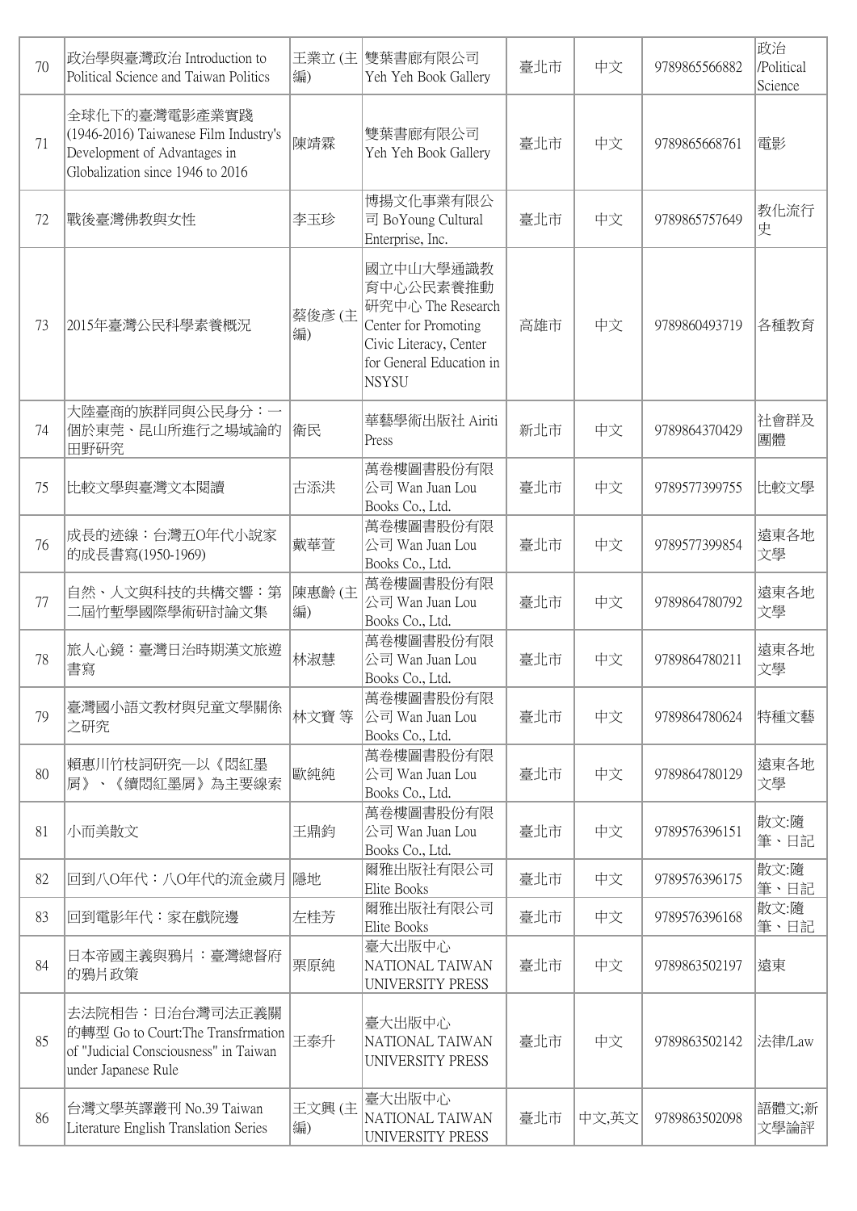| 70 | 政治學與臺灣政治 Introduction to Political Science and Taiwan Politics | 王業立 (主編) | 雙葉書廊有限公司 Yeh Yeh Book Gallery | 臺北市 | 中文 | 9789865566882 | 政治/Political Science |
|---|---|---|---|---|---|---|---|
| 71 | 全球化下的臺灣電影產業實踐(1946-2016) Taiwanese Film Industry's Development of Advantages in Globalization since 1946 to 2016 | 陳靖霖 | 雙葉書廊有限公司 Yeh Yeh Book Gallery | 臺北市 | 中文 | 9789865668761 | 電影 |
| 72 | 戰後臺灣佛教與女性 | 李玉珍 | 博揚文化事業有限公司 BoYoung Cultural Enterprise, Inc. | 臺北市 | 中文 | 9789865757649 | 教化流行史 |
| 73 | 2015年臺灣公民科學素養概況 | 蔡俊彥 (主編) | 國立中山大學通識教育中心公民素養推動研究中心 The Research Center for Promoting Civic Literacy, Center for General Education in NSYSU | 高雄市 | 中文 | 9789860493719 | 各種教育 |
| 74 | 大陸臺商的族群同與公民身分：一個於東莞、昆山所進行之場域論的田野研究 | 衛民 | 華藝學術出版社 Airiti Press | 新北市 | 中文 | 9789864370429 | 社會群及團體 |
| 75 | 比較文學與臺灣文本閱讀 | 古添洪 | 萬卷樓圖書股份有限公司 Wan Juan Lou Books Co., Ltd. | 臺北市 | 中文 | 9789577399755 | 比較文學 |
| 76 | 成長的迹線：台灣五O年代小說家的成長書寫(1950-1969) | 戴華萱 | 萬卷樓圖書股份有限公司 Wan Juan Lou Books Co., Ltd. | 臺北市 | 中文 | 9789577399854 | 遠東各地文學 |
| 77 | 自然、人文與科技的共構交響：第二屆竹塹學國際學術研討論文集 | 陳惠齡 (主編) | 萬卷樓圖書股份有限公司 Wan Juan Lou Books Co., Ltd. | 臺北市 | 中文 | 9789864780792 | 遠東各地文學 |
| 78 | 旅人心鏡：臺灣日治時期漢文旅遊書寫 | 林淑慧 | 萬卷樓圖書股份有限公司 Wan Juan Lou Books Co., Ltd. | 臺北市 | 中文 | 9789864780211 | 遠東各地文學 |
| 79 | 臺灣國小語文教材與兒童文學關係之研究 | 林文寶 等 | 萬卷樓圖書股份有限公司 Wan Juan Lou Books Co., Ltd. | 臺北市 | 中文 | 9789864780624 | 特種文藝 |
| 80 | 賴惠川竹枝詞研究─以《悶紅墨屑》、《續悶紅墨屑》為主要線索 | 歐純純 | 萬卷樓圖書股份有限公司 Wan Juan Lou Books Co., Ltd. | 臺北市 | 中文 | 9789864780129 | 遠東各地文學 |
| 81 | 小而美散文 | 王鼎鈞 | 萬卷樓圖書股份有限公司 Wan Juan Lou Books Co., Ltd. | 臺北市 | 中文 | 9789576396151 | 散文:隨筆、日記 |
| 82 | 回到八O年代：八O年代的流金歲月 | 隱地 | 爾雅出版社有限公司 Elite Books | 臺北市 | 中文 | 9789576396175 | 散文:隨筆、日記 |
| 83 | 回到電影年代：家在戲院邊 | 左桂芳 | 爾雅出版社有限公司 Elite Books | 臺北市 | 中文 | 9789576396168 | 散文:隨筆、日記 |
| 84 | 日本帝國主義與鴉片：臺灣總督府的鴉片政策 | 栗原純 | 臺大出版中心 NATIONAL TAIWAN UNIVERSITY PRESS | 臺北市 | 中文 | 9789863502197 | 遠東 |
| 85 | 去法院相告：日治台灣司法正義觀的轉型 Go to Court:The Transfrmation of "Judicial Consciousness" in Taiwan under Japanese Rule | 王泰升 | 臺大出版中心 NATIONAL TAIWAN UNIVERSITY PRESS | 臺北市 | 中文 | 9789863502142 | 法律/Law |
| 86 | 台灣文學英譯叢刊 No.39 Taiwan Literature English Translation Series | 王文興 (主編) | 臺大出版中心 NATIONAL TAIWAN UNIVERSITY PRESS | 臺北市 | 中文,英文 | 9789863502098 | 語體文;新文學論評 |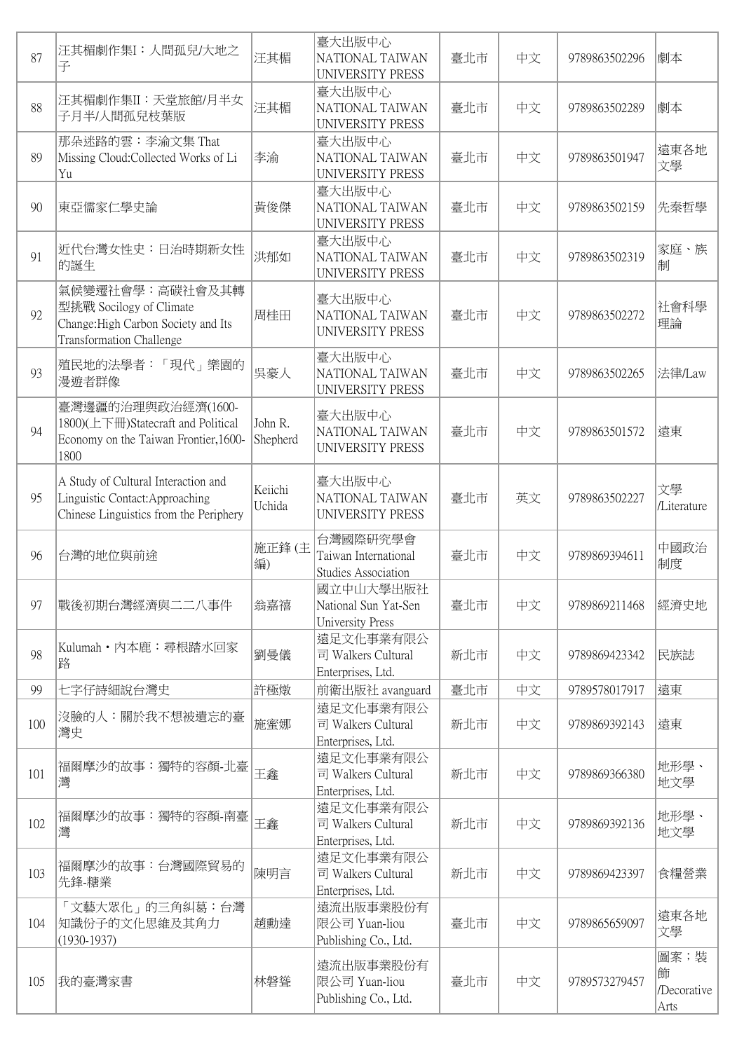| 87 | 汪其楣劇作集I：人間孤兒/大地之子 | 汪其楣 | 臺大出版中心 NATIONAL TAIWAN UNIVERSITY PRESS | 臺北市 | 中文 | 9789863502296 | 劇本 |
|---|---|---|---|---|---|---|---|
| 88 | 汪其楣劇作集II：天堂旅館/月半女子月半/人間孤兒枝葉版 | 汪其楣 | 臺大出版中心 NATIONAL TAIWAN UNIVERSITY PRESS | 臺北市 | 中文 | 9789863502289 | 劇本 |
| 89 | 那朵迷路的雲：李渝文集 That Missing Cloud:Collected Works of Li Yu | 李渝 | 臺大出版中心 NATIONAL TAIWAN UNIVERSITY PRESS | 臺北市 | 中文 | 9789863501947 | 遠東各地文學 |
| 90 | 東亞儒家仁學史論 | 黃俊傑 | 臺大出版中心 NATIONAL TAIWAN UNIVERSITY PRESS | 臺北市 | 中文 | 9789863502159 | 先秦哲學 |
| 91 | 近代台灣女性史：日治時期新女性的誕生 | 洪郁如 | 臺大出版中心 NATIONAL TAIWAN UNIVERSITY PRESS | 臺北市 | 中文 | 9789863502319 | 家庭、族制 |
| 92 | 氣候變遷社會學：高碳社會及其轉型挑戰 Socilogy of Climate Change:High Carbon Society and Its Transformation Challenge | 周桂田 | 臺大出版中心 NATIONAL TAIWAN UNIVERSITY PRESS | 臺北市 | 中文 | 9789863502272 | 社會科學理論 |
| 93 | 殖民地的法學者：「現代」樂園的漫遊者群像 | 吳豪人 | 臺大出版中心 NATIONAL TAIWAN UNIVERSITY PRESS | 臺北市 | 中文 | 9789863502265 | 法律/Law |
| 94 | 臺灣邊疆的治理與政治經濟(1600-1800)(上下冊)Statecraft and Political Economy on the Taiwan Frontier,1600-1800 | John R. Shepherd | 臺大出版中心 NATIONAL TAIWAN UNIVERSITY PRESS | 臺北市 | 中文 | 9789863501572 | 遠東 |
| 95 | A Study of Cultural Interaction and Linguistic Contact:Approaching Chinese Linguistics from the Periphery | Keiichi Uchida | 臺大出版中心 NATIONAL TAIWAN UNIVERSITY PRESS | 臺北市 | 英文 | 9789863502227 | 文學/Literature |
| 96 | 台灣的地位與前途 | 施正鋒 (主編) | 台灣國際研究學會 Taiwan International Studies Association | 臺北市 | 中文 | 9789869394611 | 中國政治制度 |
| 97 | 戰後初期台灣經濟與二二八事件 | 翁嘉禧 | 國立中山大學出版社 National Sun Yat-Sen University Press | 臺北市 | 中文 | 9789869211468 | 經濟史地 |
| 98 | Kulumah．內本鹿：尋根踏水回家路 | 劉曼儀 | 遠足文化事業有限公司 Walkers Cultural Enterprises, Ltd. | 新北市 | 中文 | 9789869423342 | 民族誌 |
| 99 | 七字仔詩細說台灣史 | 許極燉 | 前衛出版社 avanguard | 臺北市 | 中文 | 9789578017917 | 遠東 |
| 100 | 沒臉的人：關於我不想被遺忘的臺灣史 | 施蜜娜 | 遠足文化事業有限公司 Walkers Cultural Enterprises, Ltd. | 新北市 | 中文 | 9789869392143 | 遠東 |
| 101 | 福爾摩沙的故事：獨特的容顏-北臺灣 | 王鑫 | 遠足文化事業有限公司 Walkers Cultural Enterprises, Ltd. | 新北市 | 中文 | 9789869366380 | 地形學、地文學 |
| 102 | 福爾摩沙的故事：獨特的容顏-南臺灣 | 王鑫 | 遠足文化事業有限公司 Walkers Cultural Enterprises, Ltd. | 新北市 | 中文 | 9789869392136 | 地形學、地文學 |
| 103 | 福爾摩沙的故事：台灣國際貿易的先鋒-糖業 | 陳明言 | 遠足文化事業有限公司 Walkers Cultural Enterprises, Ltd. | 新北市 | 中文 | 9789869423397 | 食糧營業 |
| 104 | 「文藝大眾化」的三角糾葛：台灣知識份子的文化思維及其角力(1930-1937) | 趙勳達 | 遠流出版事業股份有限公司 Yuan-liou Publishing Co., Ltd. | 臺北市 | 中文 | 9789865659097 | 遠東各地文學 |
| 105 | 我的臺灣家書 | 林磐聳 | 遠流出版事業股份有限公司 Yuan-liou Publishing Co., Ltd. | 臺北市 | 中文 | 9789573279457 | 圖案；裝飾/Decorative Arts |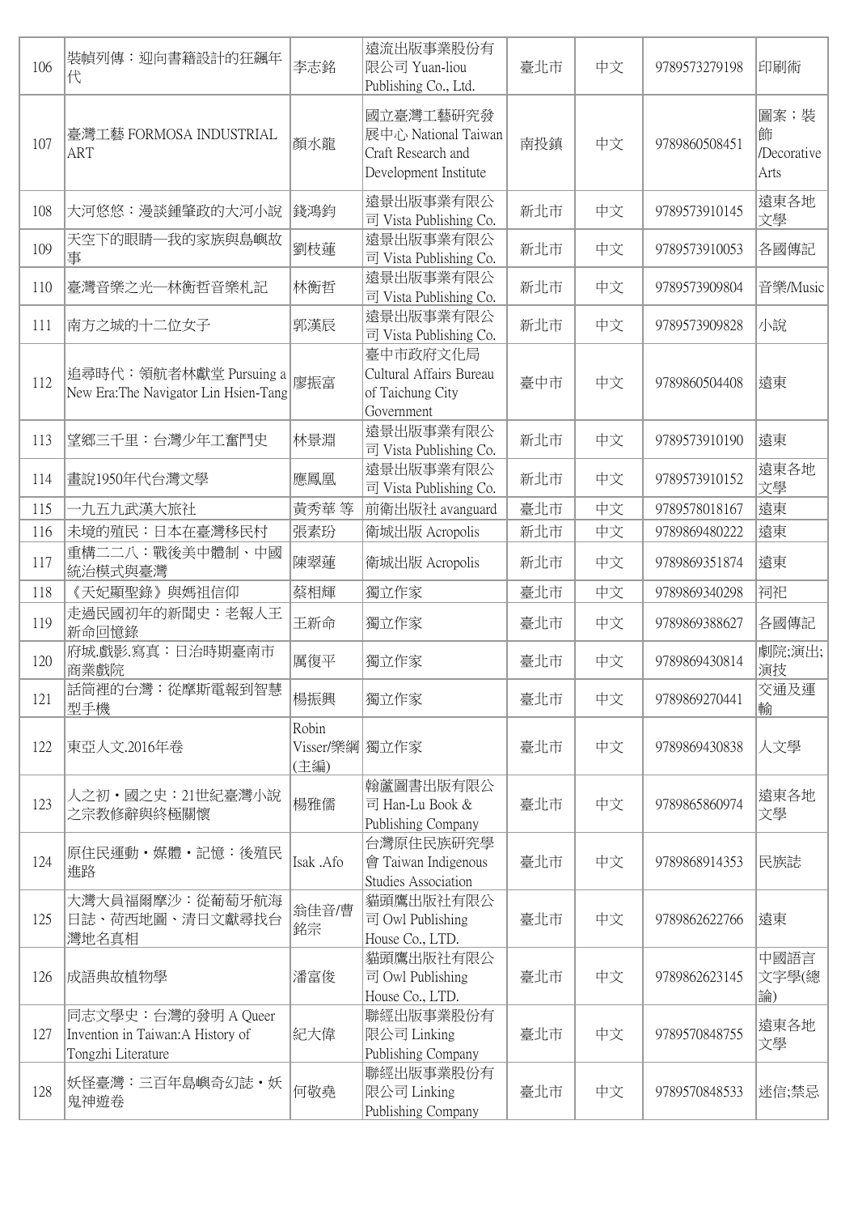| 106 | 裝幀列傳：迎向書籍設計的狂飆年代 | 李志銘 | 遠流出版事業股份有限公司 Yuan-liou Publishing Co., Ltd. | 臺北市 | 中文 | 9789573279198 | 印刷術 |
|---|---|---|---|---|---|---|---|
| 107 | 臺灣工藝 FORMOSA INDUSTRIAL ART | 顏水龍 | 國立臺灣工藝研究發展中心 National Taiwan Craft Research and Development Institute | 南投鎮 | 中文 | 9789860508451 | 圖案；裝飾 /Decorative Arts |
| 108 | 大河悠悠：漫談鍾肇政的大河小說 | 錢鴻鈞 | 遠景出版事業有限公司 Vista Publishing Co. | 新北市 | 中文 | 9789573910145 | 遠東各地文學 |
| 109 | 天空下的眼睛—我的家族與島嶼故事 | 劉枝蓮 | 遠景出版事業有限公司 Vista Publishing Co. | 新北市 | 中文 | 9789573910053 | 各國傳記 |
| 110 | 臺灣音樂之光—林衡哲音樂札記 | 林衡哲 | 遠景出版事業有限公司 Vista Publishing Co. | 新北市 | 中文 | 9789573909804 | 音樂/Music |
| 111 | 南方之城的十二位女子 | 郭漢辰 | 遠景出版事業有限公司 Vista Publishing Co. | 新北市 | 中文 | 9789573909828 | 小說 |
| 112 | 追尋時代：領航者林獻堂 Pursuing a New Era:The Navigator Lin Hsien-Tang | 廖振富 | 臺中市政府文化局 Cultural Affairs Bureau of Taichung City Government | 臺中市 | 中文 | 9789860504408 | 遠東 |
| 113 | 望鄉三千里：台灣少年工奮鬥史 | 林景淵 | 遠景出版事業有限公司 Vista Publishing Co. | 新北市 | 中文 | 9789573910190 | 遠東 |
| 114 | 畫說1950年代台灣文學 | 應鳳凰 | 遠景出版事業有限公司 Vista Publishing Co. | 新北市 | 中文 | 9789573910152 | 遠東各地文學 |
| 115 | 一九五九武漢大旅社 | 黃秀華 等 | 前衛出版社 avanguard | 臺北市 | 中文 | 9789578018167 | 遠東 |
| 116 | 未境的殖民：日本在臺灣移民村 | 張素玢 | 衛城出版 Acropolis | 新北市 | 中文 | 9789869480222 | 遠東 |
| 117 | 重構二二八：戰後美中體制、中國統治模式與臺灣 | 陳翠蓮 | 衛城出版 Acropolis | 新北市 | 中文 | 9789869351874 | 遠東 |
| 118 | 《天妃顯聖錄》與媽祖信仰 | 蔡相輝 | 獨立作家 | 臺北市 | 中文 | 9789869340298 | 祠祀 |
| 119 | 走過民國初年的新聞史：老報人王新命回憶錄 | 王新命 | 獨立作家 | 臺北市 | 中文 | 9789869388627 | 各國傳記 |
| 120 | 府城.戲影.寫真：日治時期臺南市商業戲院 | 厲復平 | 獨立作家 | 臺北市 | 中文 | 9789869430814 | 劇院;演出;演技 |
| 121 | 話筒裡的台灣：從摩斯電報到智慧型手機 | 楊振興 | 獨立作家 | 臺北市 | 中文 | 9789869270441 | 交通及運輸 |
| 122 | 東亞人文.2016年卷 | Robin Visser/樂綱(主編) | 獨立作家 | 臺北市 | 中文 | 9789869430838 | 人文學 |
| 123 | 人之初・國之史：21世紀臺灣小說之宗教修辭與終極關懷 | 楊雅儒 | 翰蘆圖書出版有限公司 Han-Lu Book & Publishing Company | 臺北市 | 中文 | 9789865860974 | 遠東各地文學 |
| 124 | 原住民運動・媒體・記憶：後殖民進路 | Isak .Afo | 台灣原住民族研究學會 Taiwan Indigenous Studies Association | 臺北市 | 中文 | 9789868914353 | 民族誌 |
| 125 | 大灣大員福爾摩沙：從葡萄牙航海日誌、荷西地圖、清日文獻尋找台灣地名真相 | 翁佳音/曹銘宗 | 貓頭鷹出版社有限公司 Owl Publishing House Co., LTD. | 臺北市 | 中文 | 9789862622766 | 遠東 |
| 126 | 成語典故植物學 | 潘富俊 | 貓頭鷹出版社有限公司 Owl Publishing House Co., LTD. | 臺北市 | 中文 | 9789862623145 | 中國語言文字學(總論) |
| 127 | 同志文學史：台灣的發明 A Queer Invention in Taiwan:A History of Tongzhi Literature | 紀大偉 | 聯經出版事業股份有限公司 Linking Publishing Company | 臺北市 | 中文 | 9789570848755 | 遠東各地文學 |
| 128 | 妖怪臺灣：三百年島嶼奇幻誌・妖鬼神遊卷 | 何敬堯 | 聯經出版事業股份有限公司 Linking Publishing Company | 臺北市 | 中文 | 9789570848533 | 迷信;禁忌 |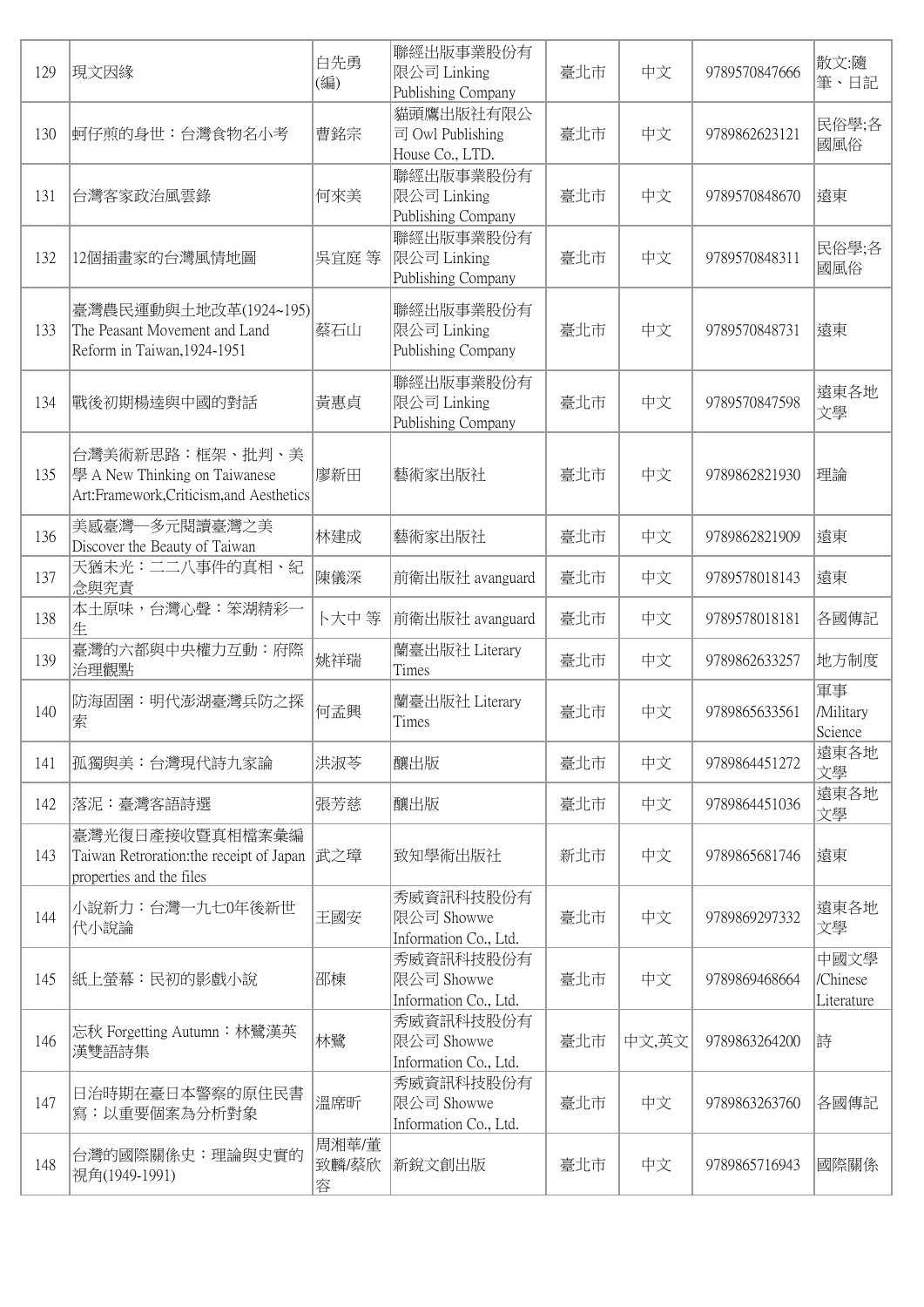| 129 | 現文因緣 | 白先勇(編) | 聯經出版事業股份有限公司 Linking Publishing Company | 臺北市 | 中文 | 9789570847666 | 散文:隨筆、日記 |
|---|---|---|---|---|---|---|---|
| 130 | 蚵仔煎的身世：台灣食物名小考 | 曹銘宗 | 貓頭鷹出版社有限公司 Owl Publishing House Co., LTD. | 臺北市 | 中文 | 9789862623121 | 民俗學;各國風俗 |
| 131 | 台灣客家政治風雲錄 | 何來美 | 聯經出版事業股份有限公司 Linking Publishing Company | 臺北市 | 中文 | 9789570848670 | 遠東 |
| 132 | 12個插畫家的台灣風情地圖 | 吳宜庭 等 | 聯經出版事業股份有限公司 Linking Publishing Company | 臺北市 | 中文 | 9789570848311 | 民俗學;各國風俗 |
| 133 | 臺灣農民運動與土地改革(1924~195) The Peasant Movement and Land Reform in Taiwan,1924-1951 | 蔡石山 | 聯經出版事業股份有限公司 Linking Publishing Company | 臺北市 | 中文 | 9789570848731 | 遠東 |
| 134 | 戰後初期楊逵與中國的對話 | 黃惠貞 | 聯經出版事業股份有限公司 Linking Publishing Company | 臺北市 | 中文 | 9789570847598 | 遠東各地文學 |
| 135 | 台灣美術新思路：框架、批判、美學 A New Thinking on Taiwanese Art:Framework,Criticism,and Aesthetics | 廖新田 | 藝術家出版社 | 臺北市 | 中文 | 9789862821930 | 理論 |
| 136 | 美感臺灣—多元閱讀臺灣之美 Discover the Beauty of Taiwan | 林建成 | 藝術家出版社 | 臺北市 | 中文 | 9789862821909 | 遠東 |
| 137 | 天猶未光：二二八事件的真相、紀念與究責 | 陳儀深 | 前衛出版社 avanguard | 臺北市 | 中文 | 9789578018143 | 遠東 |
| 138 | 本土原味，台灣心聲：笨湖精彩一生 | 卜大中 等 | 前衛出版社 avanguard | 臺北市 | 中文 | 9789578018181 | 各國傳記 |
| 139 | 臺灣的六都與中央權力互動：府際治理觀點 | 姚祥瑞 | 蘭臺出版社 Literary Times | 臺北市 | 中文 | 9789862633257 | 地方制度 |
| 140 | 防海固圉：明代澎湖臺灣兵防之探索 | 何孟興 | 蘭臺出版社 Literary Times | 臺北市 | 中文 | 9789865633561 | 軍事 /Military Science |
| 141 | 孤獨與美：台灣現代詩九家論 | 洪淑苓 | 釀出版 | 臺北市 | 中文 | 9789864451272 | 遠東各地文學 |
| 142 | 落泥：臺灣客語詩選 | 張芳慈 | 釀出版 | 臺北市 | 中文 | 9789864451036 | 遠東各地文學 |
| 143 | 臺灣光復日產接收暨真相檔案彙編 Taiwan Retroration:the receipt of Japan properties and the files | 武之璋 | 致知學術出版社 | 新北市 | 中文 | 9789865681746 | 遠東 |
| 144 | 小說新力：台灣一九七0年後新世代小說論 | 王國安 | 秀威資訊科技股份有限公司 Showwe Information Co., Ltd. | 臺北市 | 中文 | 9789869297332 | 遠東各地文學 |
| 145 | 紙上螢幕：民初的影戲小說 | 邵棟 | 秀威資訊科技股份有限公司 Showwe Information Co., Ltd. | 臺北市 | 中文 | 9789869468664 | 中國文學 /Chinese Literature |
| 146 | 忘秋 Forgetting Autumn：林鷺漢英漢雙語詩集 | 林鷺 | 秀威資訊科技股份有限公司 Showwe Information Co., Ltd. | 臺北市 | 中文,英文 | 9789863264200 | 詩 |
| 147 | 日治時期在臺日本警察的原住民書寫：以重要個案為分析對象 | 溫席昕 | 秀威資訊科技股份有限公司 Showwe Information Co., Ltd. | 臺北市 | 中文 | 9789863263760 | 各國傳記 |
| 148 | 台灣的國際關係史：理論與史實的視角(1949-1991) | 周湘華/董致麟/蔡欣容 | 新銳文創出版 | 臺北市 | 中文 | 9789865716943 | 國際關係 |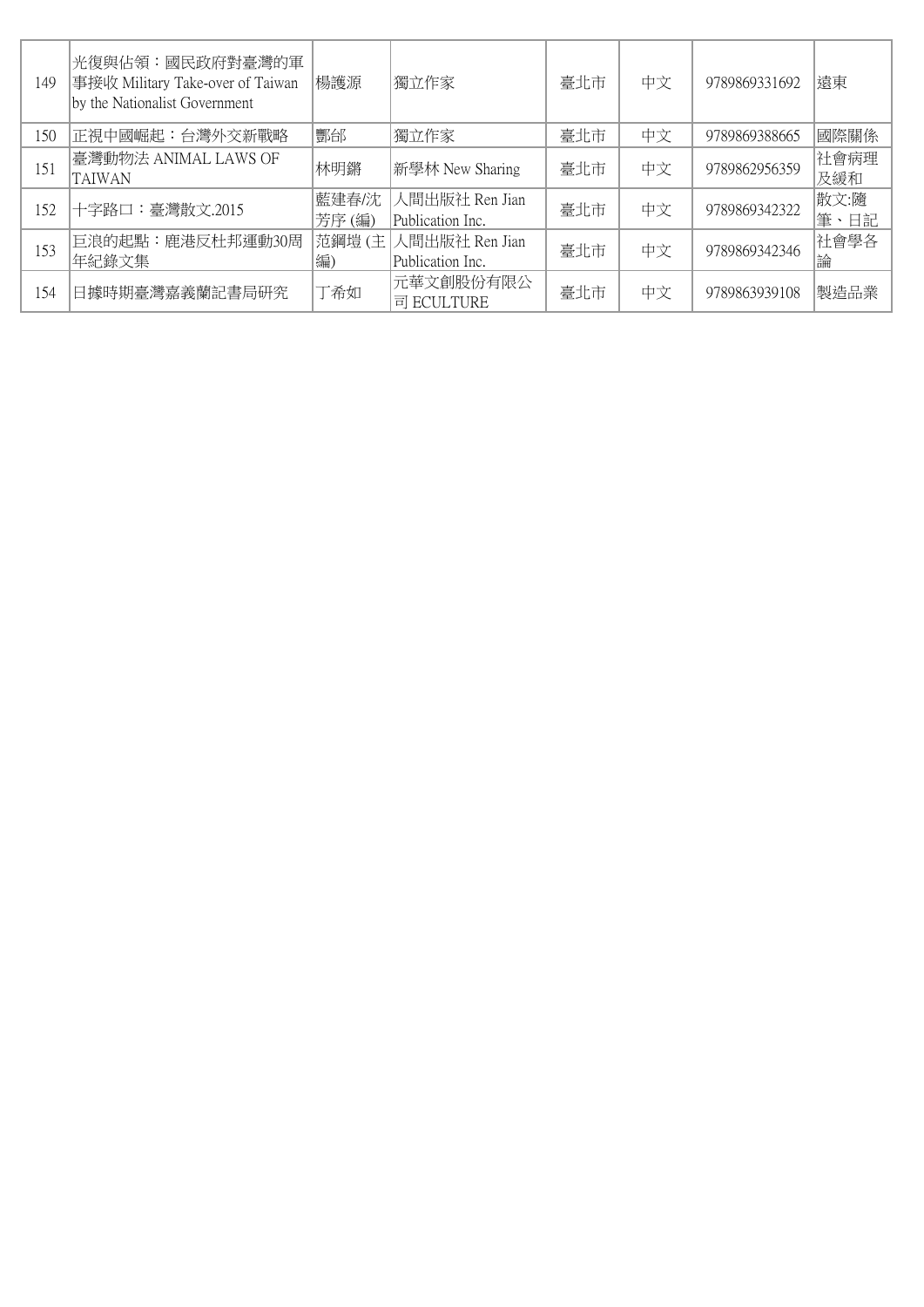| | | | | | | | |
|---|---|---|---|---|---|---|---|
| 149 | 光復與佔領：國民政府對臺灣的軍事接收 Military Take-over of Taiwan by the Nationalist Government | 楊護源 | 獨立作家 | 臺北市 | 中文 | 9789869331692 | 遠東 |
| 150 | 正視中國崛起：台灣外交新戰略 | 酆邰 | 獨立作家 | 臺北市 | 中文 | 9789869388665 | 國際關係 |
| 151 | 臺灣動物法 ANIMAL LAWS OF TAIWAN | 林明鏘 | 新學林 New Sharing | 臺北市 | 中文 | 9789862956359 | 社會病理及緩和 |
| 152 | 十字路口：臺灣散文.2015 | 藍建春/沈芳序 (編) | 人間出版社 Ren Jian Publication Inc. | 臺北市 | 中文 | 9789869342322 | 散文:隨筆、日記 |
| 153 | 巨浪的起點：鹿港反杜邦運動30周年紀錄文集 | 范鋼塏 (主編) | 人間出版社 Ren Jian Publication Inc. | 臺北市 | 中文 | 9789869342346 | 社會學各論 |
| 154 | 日據時期臺灣嘉義蘭記書局研究 | 丁希如 | 元華文創股份有限公司 ECULTURE | 臺北市 | 中文 | 9789863939108 | 製造品業 |